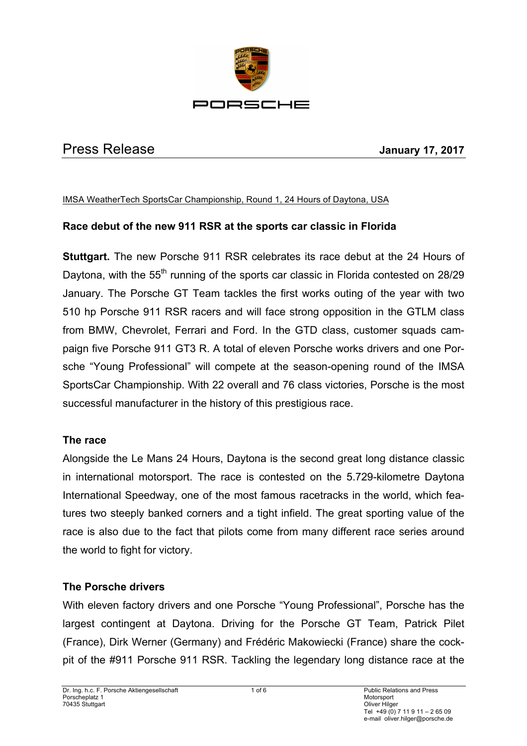# Press Release

**January 17, 2017**

IMSA WeatherTech SportsCar Championship, Round 1, 24 Hours of Daytona, USA

## Race debut of the new 911 RSR at the sports car classic in Florida

**Stuttgart.** The new Porsche 911 RSR celebrates its race debut at the 24 Hours of Daytona, with the 55th running of the sports car classic in Florida contested on 28/29 January. The Porsche GT Team tackles the first works outing of the year with two 510 hp Porsche 911 RSR racers and will face strong opposition in the GTLM class from BMW, Chevrolet, Ferrari and Ford. In the GTD class, customer squads campaign five Porsche 911 GT3 R. A total of eleven Porsche works drivers and one Porsche "Young Professional" will compete at the season-opening round of the IMSA SportsCar Championship. With 22 overall and 76 class victories, Porsche is the most successful manufacturer in the history of this prestigious race.

### The race

Alongside the Le Mans 24 Hours, Daytona is the second great long distance classic in international motorsport. The race is contested on the 5.729-kilometre Daytona International Speedway, one of the most famous racetracks in the world, which features two steeply banked corners and a tight infield. The great sporting value of the race is also due to the fact that pilots come from many different race series around the world to fight for victory.

### The Porsche drivers

With eleven factory drivers and one Porsche "Young Professional", Porsche has the largest contingent at Daytona. Driving for the Porsche GT Team, Patrick Pilet (France), Dirk Werner (Germany) and Frédéric Makowiecki (France) share the cockpit of the #911 Porsche 911 RSR. Tackling the legendary long distance race at the

Dr. Ing. h.c. F. Porsche Aktiengesellschaft
Porscheplatz 1
70435 Stuttgart

Public Relations and Press
Motorsport
Oliver Hilger
Tel +49 (0) 7 11 9 11 – 2 65 09
e-mail oliver.hilger@porsche.de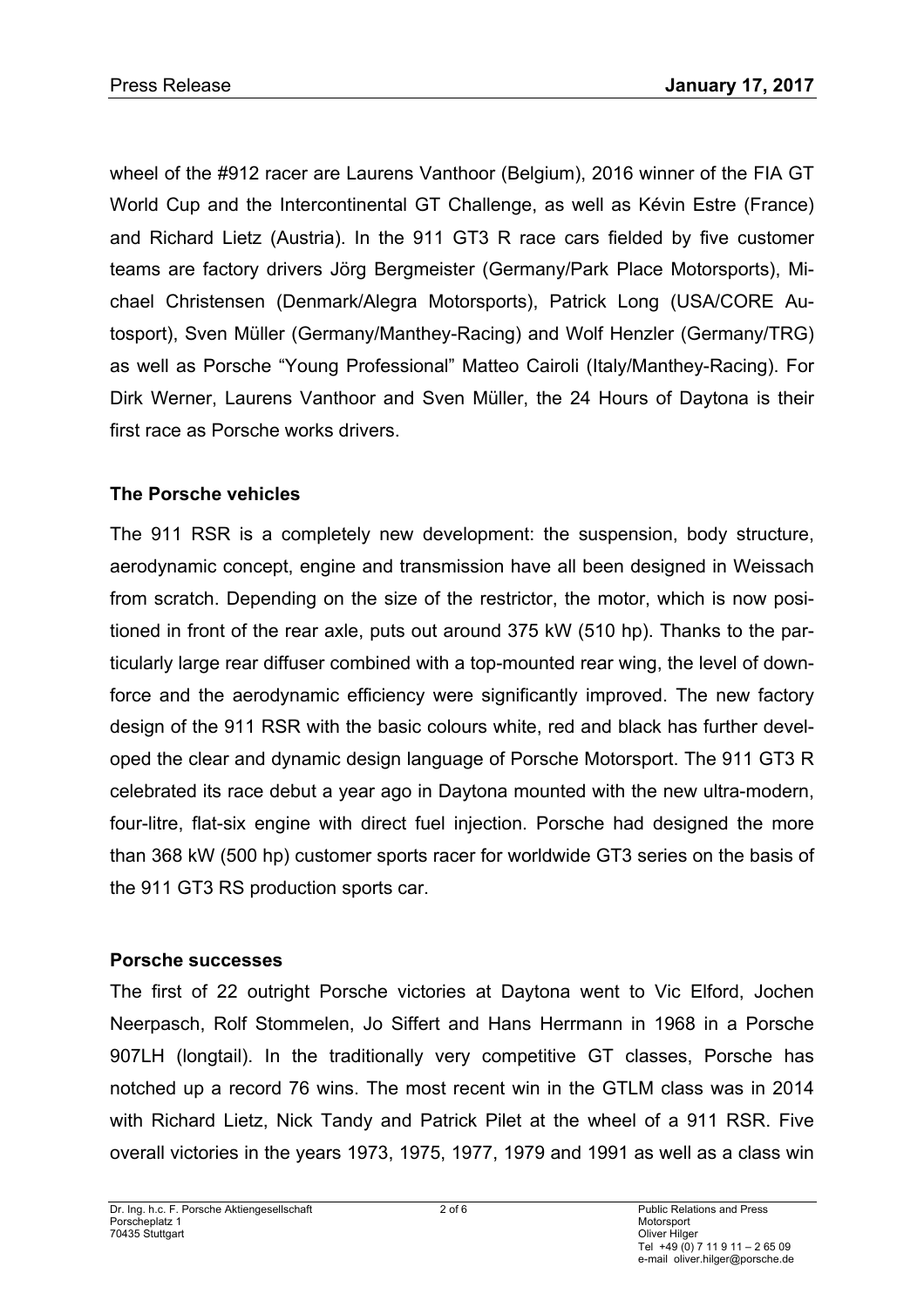wheel of the #912 racer are Laurens Vanthoor (Belgium), 2016 winner of the FIA GT World Cup and the Intercontinental GT Challenge, as well as Kévin Estre (France) and Richard Lietz (Austria). In the 911 GT3 R race cars fielded by five customer teams are factory drivers Jörg Bergmeister (Germany/Park Place Motorsports), Michael Christensen (Denmark/Alegra Motorsports), Patrick Long (USA/CORE Autosport), Sven Müller (Germany/Manthey-Racing) and Wolf Henzler (Germany/TRG) as well as Porsche "Young Professional" Matteo Cairoli (Italy/Manthey-Racing). For Dirk Werner, Laurens Vanthoor and Sven Müller, the 24 Hours of Daytona is their first race as Porsche works drivers.

**The Porsche vehicles**

The 911 RSR is a completely new development: the suspension, body structure, aerodynamic concept, engine and transmission have all been designed in Weissach from scratch. Depending on the size of the restrictor, the motor, which is now positioned in front of the rear axle, puts out around 375 kW (510 hp). Thanks to the particularly large rear diffuser combined with a top-mounted rear wing, the level of downforce and the aerodynamic efficiency were significantly improved. The new factory design of the 911 RSR with the basic colours white, red and black has further developed the clear and dynamic design language of Porsche Motorsport. The 911 GT3 R celebrated its race debut a year ago in Daytona mounted with the new ultra-modern, four-litre, flat-six engine with direct fuel injection. Porsche had designed the more than 368 kW (500 hp) customer sports racer for worldwide GT3 series on the basis of the 911 GT3 RS production sports car.

**Porsche successes**

The first of 22 outright Porsche victories at Daytona went to Vic Elford, Jochen Neerpasch, Rolf Stommelen, Jo Siffert and Hans Herrmann in 1968 in a Porsche 907LH (longtail). In the traditionally very competitive GT classes, Porsche has notched up a record 76 wins. The most recent win in the GTLM class was in 2014 with Richard Lietz, Nick Tandy and Patrick Pilet at the wheel of a 911 RSR. Five overall victories in the years 1973, 1975, 1977, 1979 and 1991 as well as a class win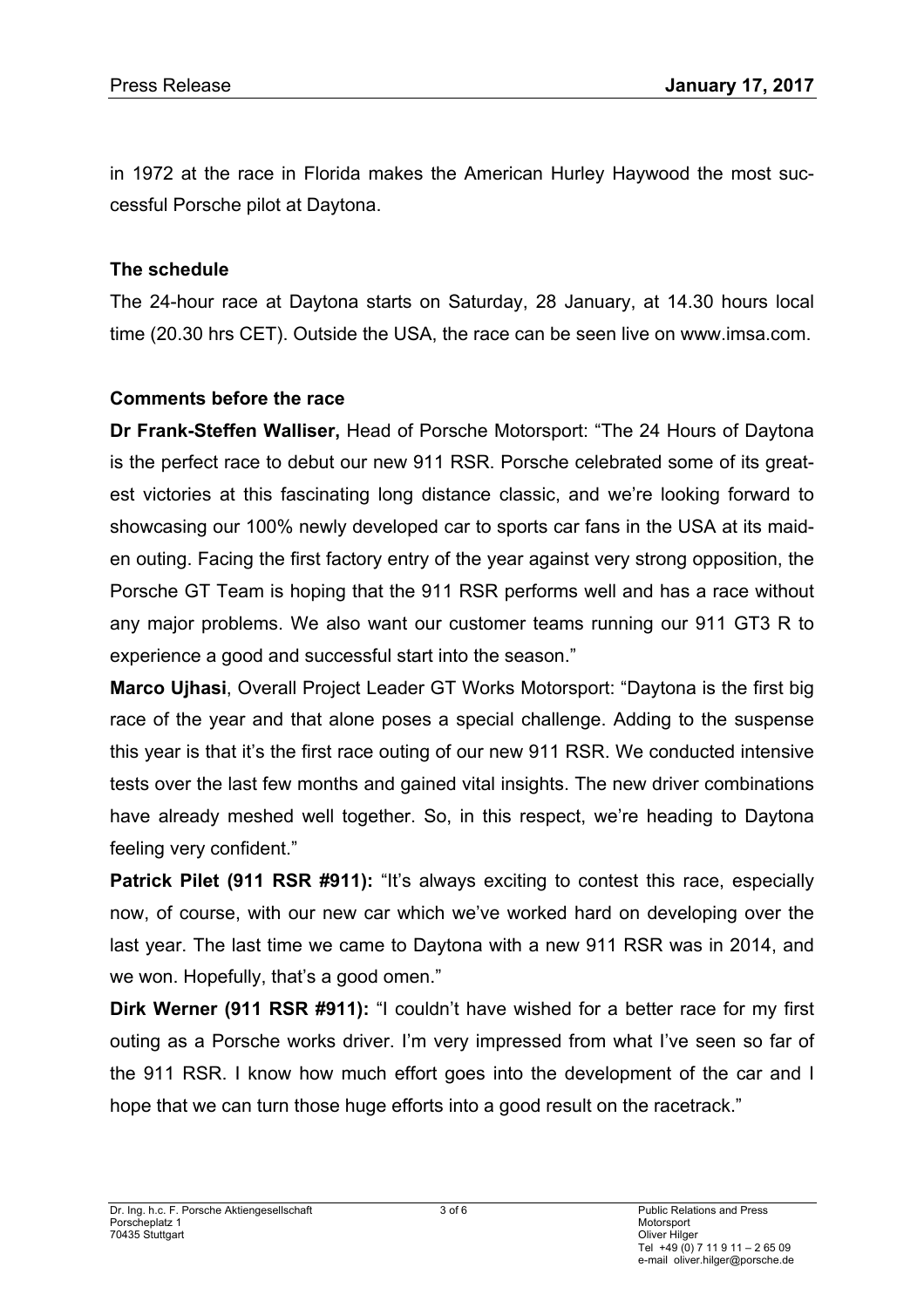in 1972 at the race in Florida makes the American Hurley Haywood the most successful Porsche pilot at Daytona.

**The schedule**

The 24-hour race at Daytona starts on Saturday, 28 January, at 14.30 hours local time (20.30 hrs CET). Outside the USA, the race can be seen live on www.imsa.com.

**Comments before the race**

**Dr Frank-Steffen Walliser,** Head of Porsche Motorsport: "The 24 Hours of Daytona is the perfect race to debut our new 911 RSR. Porsche celebrated some of its greatest victories at this fascinating long distance classic, and we're looking forward to showcasing our 100% newly developed car to sports car fans in the USA at its maiden outing. Facing the first factory entry of the year against very strong opposition, the Porsche GT Team is hoping that the 911 RSR performs well and has a race without any major problems. We also want our customer teams running our 911 GT3 R to experience a good and successful start into the season."

**Marco Ujhasi**, Overall Project Leader GT Works Motorsport: "Daytona is the first big race of the year and that alone poses a special challenge. Adding to the suspense this year is that it's the first race outing of our new 911 RSR. We conducted intensive tests over the last few months and gained vital insights. The new driver combinations have already meshed well together. So, in this respect, we're heading to Daytona feeling very confident."

**Patrick Pilet (911 RSR #911):** "It's always exciting to contest this race, especially now, of course, with our new car which we've worked hard on developing over the last year. The last time we came to Daytona with a new 911 RSR was in 2014, and we won. Hopefully, that's a good omen."

**Dirk Werner (911 RSR #911):** "I couldn't have wished for a better race for my first outing as a Porsche works driver. I'm very impressed from what I've seen so far of the 911 RSR. I know how much effort goes into the development of the car and I hope that we can turn those huge efforts into a good result on the racetrack."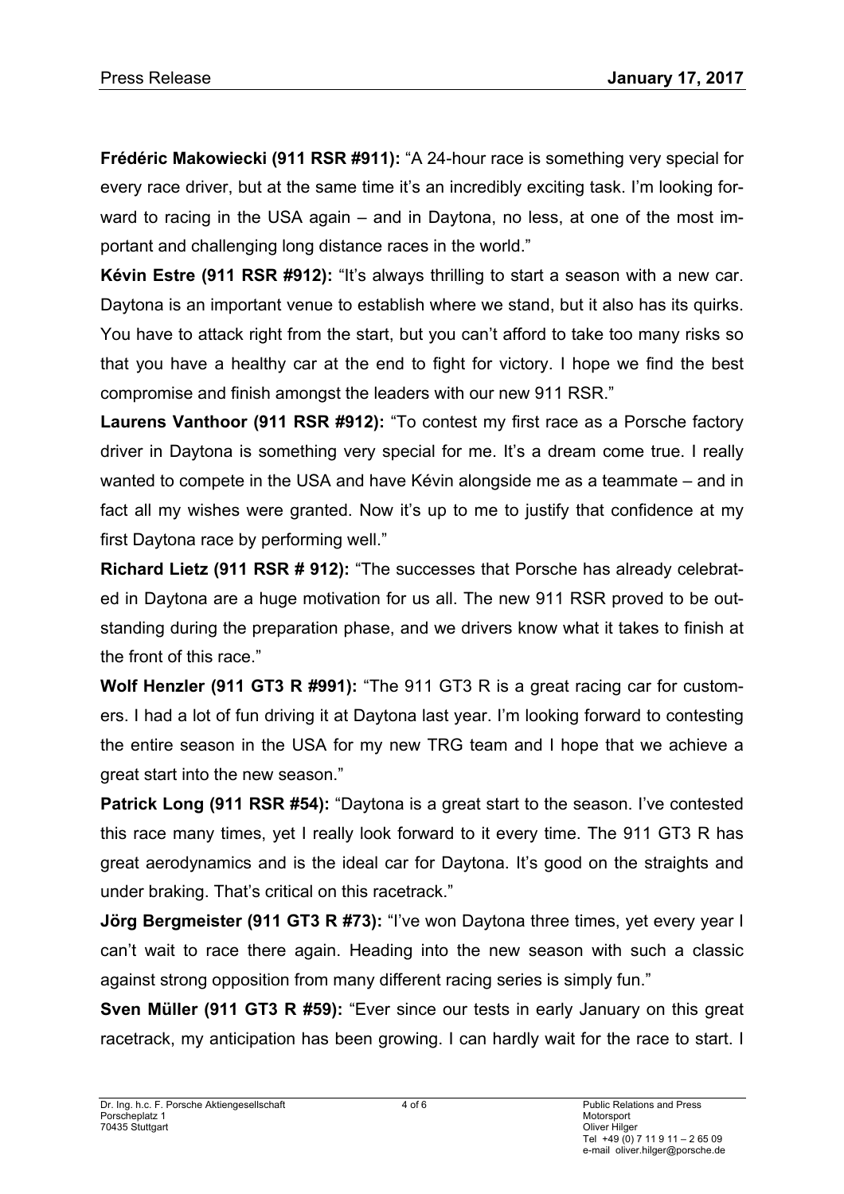**Frédéric Makowiecki (911 RSR #911):** “A 24-hour race is something very special for every race driver, but at the same time it’s an incredibly exciting task. I’m looking forward to racing in the USA again – and in Daytona, no less, at one of the most important and challenging long distance races in the world.”

**Kévin Estre (911 RSR #912):** “It’s always thrilling to start a season with a new car. Daytona is an important venue to establish where we stand, but it also has its quirks. You have to attack right from the start, but you can’t afford to take too many risks so that you have a healthy car at the end to fight for victory. I hope we find the best compromise and finish amongst the leaders with our new 911 RSR.”

**Laurens Vanthoor (911 RSR #912):** “To contest my first race as a Porsche factory driver in Daytona is something very special for me. It’s a dream come true. I really wanted to compete in the USA and have Kévin alongside me as a teammate – and in fact all my wishes were granted. Now it’s up to me to justify that confidence at my first Daytona race by performing well.”

**Richard Lietz (911 RSR # 912):** “The successes that Porsche has already celebrated in Daytona are a huge motivation for us all. The new 911 RSR proved to be outstanding during the preparation phase, and we drivers know what it takes to finish at the front of this race.”

**Wolf Henzler (911 GT3 R #991):** “The 911 GT3 R is a great racing car for customers. I had a lot of fun driving it at Daytona last year. I’m looking forward to contesting the entire season in the USA for my new TRG team and I hope that we achieve a great start into the new season.”

**Patrick Long (911 RSR #54):** “Daytona is a great start to the season. I’ve contested this race many times, yet I really look forward to it every time. The 911 GT3 R has great aerodynamics and is the ideal car for Daytona. It’s good on the straights and under braking. That’s critical on this racetrack.”

**Jörg Bergmeister (911 GT3 R #73):** “I’ve won Daytona three times, yet every year I can’t wait to race there again. Heading into the new season with such a classic against strong opposition from many different racing series is simply fun.”

**Sven Müller (911 GT3 R #59):** “Ever since our tests in early January on this great racetrack, my anticipation has been growing. I can hardly wait for the race to start. I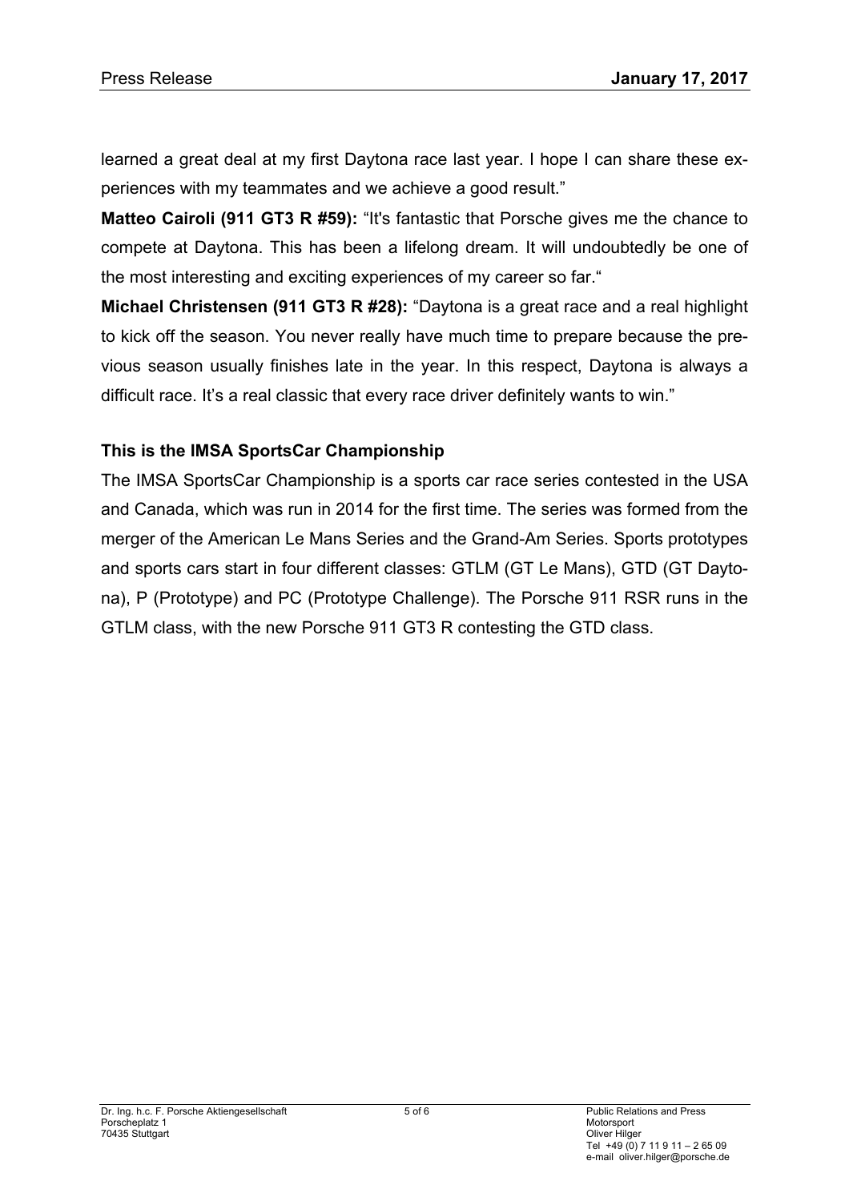learned a great deal at my first Daytona race last year. I hope I can share these experiences with my teammates and we achieve a good result."

**Matteo Cairoli (911 GT3 R #59):** "It's fantastic that Porsche gives me the chance to compete at Daytona. This has been a lifelong dream. It will undoubtedly be one of the most interesting and exciting experiences of my career so far."

**Michael Christensen (911 GT3 R #28):** "Daytona is a great race and a real highlight to kick off the season. You never really have much time to prepare because the previous season usually finishes late in the year. In this respect, Daytona is always a difficult race. It's a real classic that every race driver definitely wants to win."

**This is the IMSA SportsCar Championship**

The IMSA SportsCar Championship is a sports car race series contested in the USA and Canada, which was run in 2014 for the first time. The series was formed from the merger of the American Le Mans Series and the Grand-Am Series. Sports prototypes and sports cars start in four different classes: GTLM (GT Le Mans), GTD (GT Daytona), P (Prototype) and PC (Prototype Challenge). The Porsche 911 RSR runs in the GTLM class, with the new Porsche 911 GT3 R contesting the GTD class.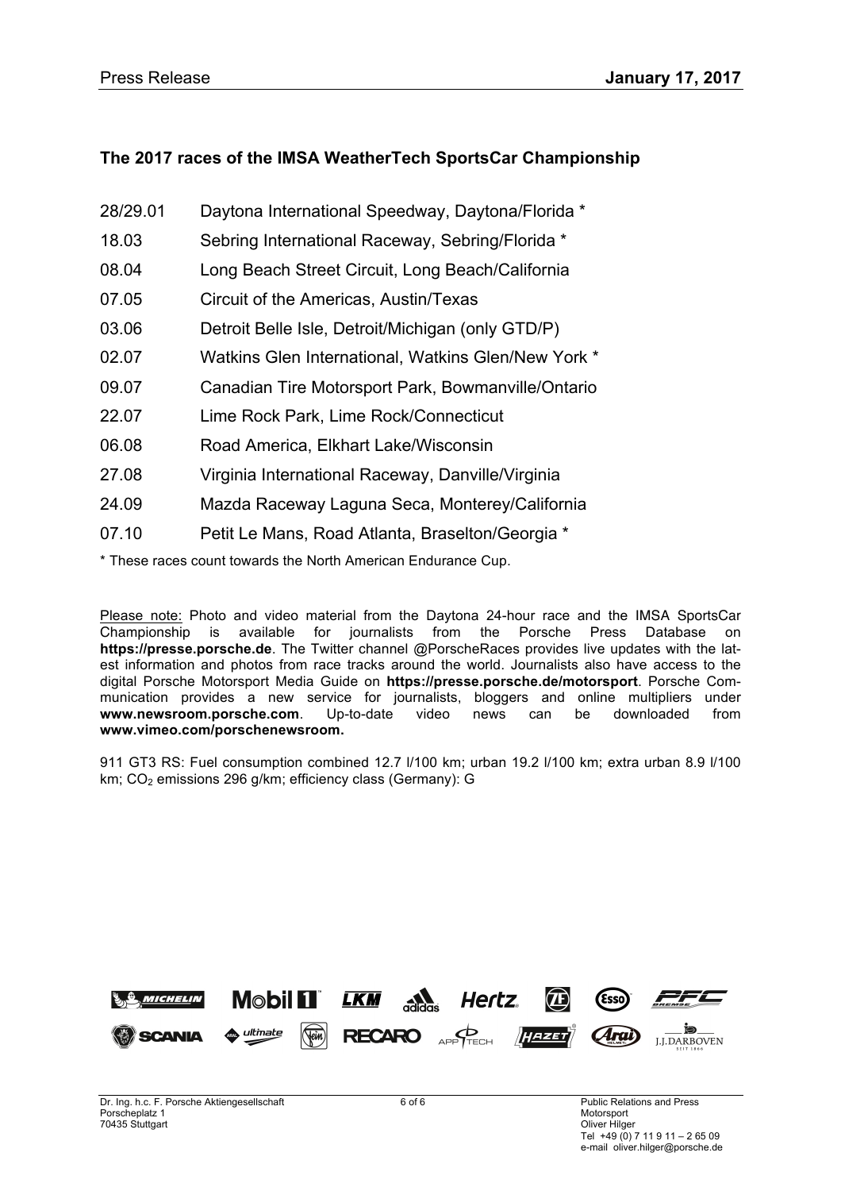## The 2017 races of the IMSA WeatherTech SportsCar Championship

| | |
|---|---|
| 28/29.01 | Daytona International Speedway, Daytona/Florida * |
| 18.03 | Sebring International Raceway, Sebring/Florida * |
| 08.04 | Long Beach Street Circuit, Long Beach/California |
| 07.05 | Circuit of the Americas, Austin/Texas |
| 03.06 | Detroit Belle Isle, Detroit/Michigan (only GTD/P) |
| 02.07 | Watkins Glen International, Watkins Glen/New York * |
| 09.07 | Canadian Tire Motorsport Park, Bowmanville/Ontario |
| 22.07 | Lime Rock Park, Lime Rock/Connecticut |
| 06.08 | Road America, Elkhart Lake/Wisconsin |
| 27.08 | Virginia International Raceway, Danville/Virginia |
| 24.09 | Mazda Raceway Laguna Seca, Monterey/California |
| 07.10 | Petit Le Mans, Road Atlanta, Braselton/Georgia * |

* These races count towards the North American Endurance Cup.

Please note: Photo and video material from the Daytona 24-hour race and the IMSA SportsCar Championship is available for journalists from the Porsche Press Database on **https://presse.porsche.de**. The Twitter channel @PorscheRaces provides live updates with the latest information and photos from race tracks around the world. Journalists also have access to the digital Porsche Motorsport Media Guide on **https://presse.porsche.de/motorsport**. Porsche Communication provides a new service for journalists, bloggers and online multipliers under **www.newsroom.porsche.com**. Up-to-date video news can be downloaded from **www.vimeo.com/porschenewsroom.**

911 GT3 RS: Fuel consumption combined 12.7 l/100 km; urban 19.2 l/100 km; extra urban 8.9 l/100 km; $CO_2$ emissions 296 g/km; efficiency class (Germany): G

Dr. Ing. h.c. F. Porsche Aktiengesellschaft
Porscheplatz 1
70435 Stuttgart

Public Relations and Press
Motorsport
Oliver Hilger
Tel +49 (0) 7 11 9 11 – 2 65 09
e-mail oliver.hilger@porsche.de